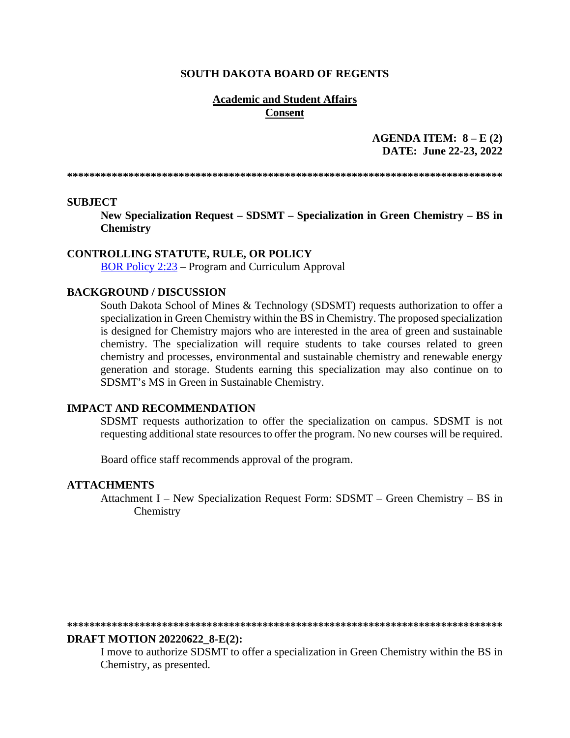**SOUTH DAKOTA BOARD OF REGENTS**

**Academic and Student Affairs**
**Consent**

**AGENDA ITEM: 8 – E (2)**
**DATE: June 22-23, 2022**

\*\*\*\*\*\*\*\*\*\*\*\*\*\*\*\*\*\*\*\*\*\*\*\*\*\*\*\*\*\*\*\*\*\*\*\*\*\*\*\*\*\*\*\*\*\*\*\*\*\*\*\*\*\*\*\*\*\*\*\*\*\*\*\*\*\*\*\*\*\*\*\*\*\*\*\*\*\*\*\*\*\*\*\*\*\*\*\*

**SUBJECT**

**New Specialization Request – SDSMT – Specialization in Green Chemistry – BS in Chemistry**

**CONTROLLING STATUTE, RULE, OR POLICY**

BOR Policy 2:23 – Program and Curriculum Approval

**BACKGROUND / DISCUSSION**

South Dakota School of Mines & Technology (SDSMT) requests authorization to offer a specialization in Green Chemistry within the BS in Chemistry. The proposed specialization is designed for Chemistry majors who are interested in the area of green and sustainable chemistry. The specialization will require students to take courses related to green chemistry and processes, environmental and sustainable chemistry and renewable energy generation and storage. Students earning this specialization may also continue on to SDSMT's MS in Green in Sustainable Chemistry.

**IMPACT AND RECOMMENDATION**

SDSMT requests authorization to offer the specialization on campus. SDSMT is not requesting additional state resources to offer the program. No new courses will be required.

Board office staff recommends approval of the program.

**ATTACHMENTS**

Attachment I – New Specialization Request Form: SDSMT – Green Chemistry – BS in Chemistry

\*\*\*\*\*\*\*\*\*\*\*\*\*\*\*\*\*\*\*\*\*\*\*\*\*\*\*\*\*\*\*\*\*\*\*\*\*\*\*\*\*\*\*\*\*\*\*\*\*\*\*\*\*\*\*\*\*\*\*\*\*\*\*\*\*\*\*\*\*\*\*\*\*\*\*\*\*\*\*\*\*\*\*\*\*\*\*\*

**DRAFT MOTION 20220622_8-E(2):**

I move to authorize SDSMT to offer a specialization in Green Chemistry within the BS in Chemistry, as presented.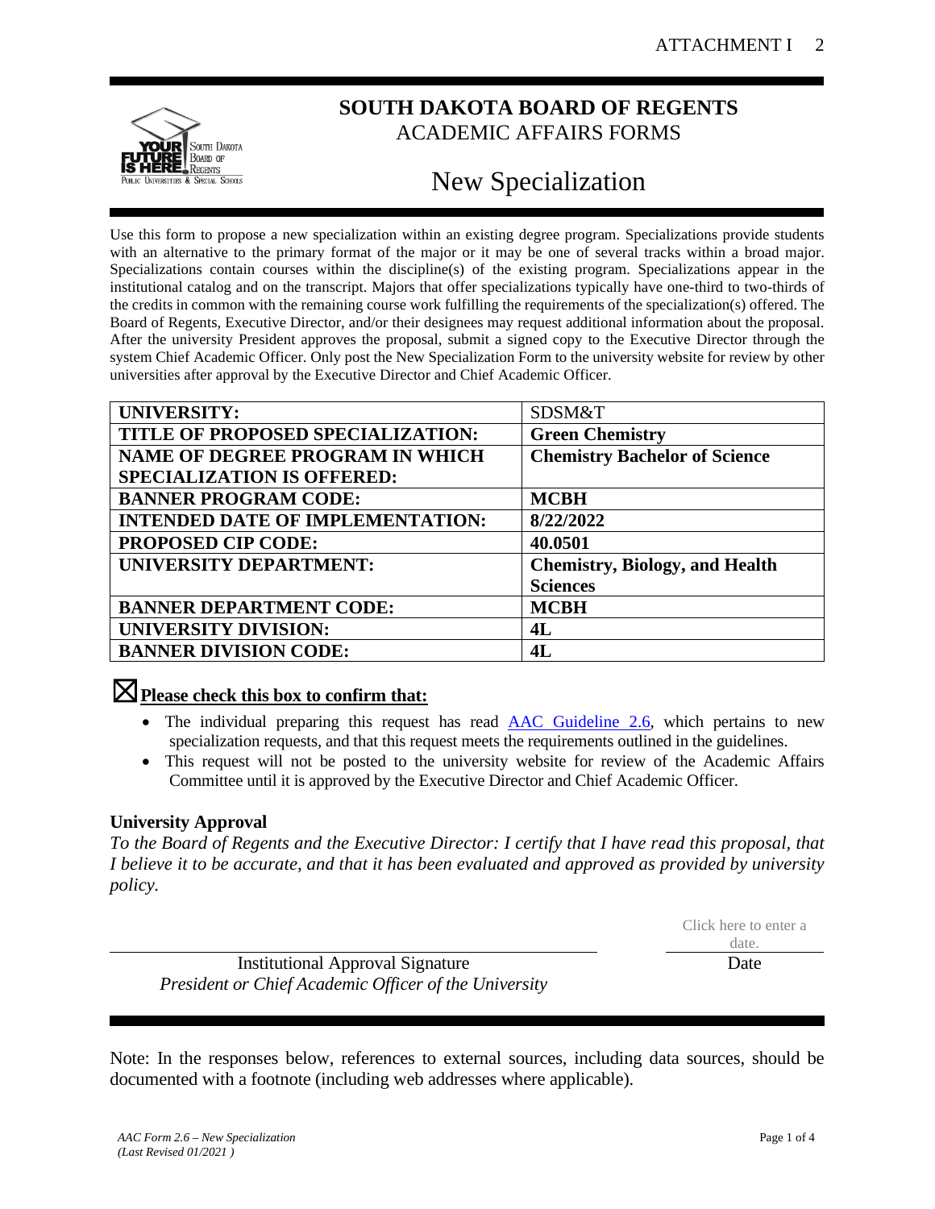# SOUTH DAKOTA BOARD OF REGENTS

ACADEMIC AFFAIRS FORMS

## New Specialization

Use this form to propose a new specialization within an existing degree program. Specializations provide students with an alternative to the primary format of the major or it may be one of several tracks within a broad major. Specializations contain courses within the discipline(s) of the existing program. Specializations appear in the institutional catalog and on the transcript. Majors that offer specializations typically have one-third to two-thirds of the credits in common with the remaining course work fulfilling the requirements of the specialization(s) offered. The Board of Regents, Executive Director, and/or their designees may request additional information about the proposal. After the university President approves the proposal, submit a signed copy to the Executive Director through the system Chief Academic Officer. Only post the New Specialization Form to the university website for review by other universities after approval by the Executive Director and Chief Academic Officer.

| | |
|---|---|
| **UNIVERSITY:** | SDSM&T |
| **TITLE OF PROPOSED SPECIALIZATION:** | **Green Chemistry** |
| **NAME OF DEGREE PROGRAM IN WHICH SPECIALIZATION IS OFFERED:** | **Chemistry Bachelor of Science** |
| **BANNER PROGRAM CODE:** | **MCBH** |
| **INTENDED DATE OF IMPLEMENTATION:** | **8/22/2022** |
| **PROPOSED CIP CODE:** | **40.0501** |
| **UNIVERSITY DEPARTMENT:** | **Chemistry, Biology, and Health Sciences** |
| **BANNER DEPARTMENT CODE:** | **MCBH** |
| **UNIVERSITY DIVISION:** | **4L** |
| **BANNER DIVISION CODE:** | **4L** |

☒ **Please check this box to confirm that:**

- The individual preparing this request has read AAC Guideline 2.6, which pertains to new specialization requests, and that this request meets the requirements outlined in the guidelines.
- This request will not be posted to the university website for review of the Academic Affairs Committee until it is approved by the Executive Director and Chief Academic Officer.

**University Approval**

*To the Board of Regents and the Executive Director: I certify that I have read this proposal, that I believe it to be accurate, and that it has been evaluated and approved as provided by university policy.*

Institutional Approval Signature
*President or Chief Academic Officer of the University*

Click here to enter a date.
Date

Note: In the responses below, references to external sources, including data sources, should be documented with a footnote (including web addresses where applicable).

*AAC Form 2.6 – New Specialization*
*(Last Revised 01/2021 )*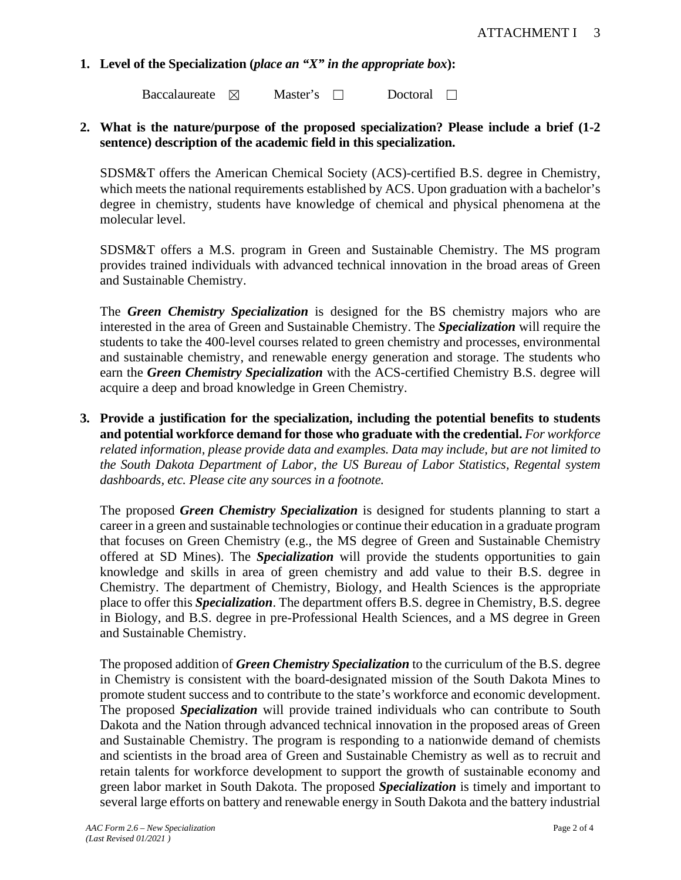**1. Level of the Specialization (*place an "X" in the appropriate box*):**

Baccalaureate ☒ Master's ☐ Doctoral ☐

**2. What is the nature/purpose of the proposed specialization? Please include a brief (1-2 sentence) description of the academic field in this specialization.**

SDSM&T offers the American Chemical Society (ACS)-certified B.S. degree in Chemistry, which meets the national requirements established by ACS. Upon graduation with a bachelor's degree in chemistry, students have knowledge of chemical and physical phenomena at the molecular level.

SDSM&T offers a M.S. program in Green and Sustainable Chemistry. The MS program provides trained individuals with advanced technical innovation in the broad areas of Green and Sustainable Chemistry.

The ***Green Chemistry Specialization*** is designed for the BS chemistry majors who are interested in the area of Green and Sustainable Chemistry. The ***Specialization*** will require the students to take the 400-level courses related to green chemistry and processes, environmental and sustainable chemistry, and renewable energy generation and storage. The students who earn the ***Green Chemistry Specialization*** with the ACS-certified Chemistry B.S. degree will acquire a deep and broad knowledge in Green Chemistry.

**3. Provide a justification for the specialization, including the potential benefits to students and potential workforce demand for those who graduate with the credential.** *For workforce related information, please provide data and examples. Data may include, but are not limited to the South Dakota Department of Labor, the US Bureau of Labor Statistics, Regental system dashboards, etc. Please cite any sources in a footnote.*

The proposed ***Green Chemistry Specialization*** is designed for students planning to start a career in a green and sustainable technologies or continue their education in a graduate program that focuses on Green Chemistry (e.g., the MS degree of Green and Sustainable Chemistry offered at SD Mines). The ***Specialization*** will provide the students opportunities to gain knowledge and skills in area of green chemistry and add value to their B.S. degree in Chemistry. The department of Chemistry, Biology, and Health Sciences is the appropriate place to offer this ***Specialization***. The department offers B.S. degree in Chemistry, B.S. degree in Biology, and B.S. degree in pre-Professional Health Sciences, and a MS degree in Green and Sustainable Chemistry.

The proposed addition of ***Green Chemistry Specialization*** to the curriculum of the B.S. degree in Chemistry is consistent with the board-designated mission of the South Dakota Mines to promote student success and to contribute to the state's workforce and economic development. The proposed ***Specialization*** will provide trained individuals who can contribute to South Dakota and the Nation through advanced technical innovation in the proposed areas of Green and Sustainable Chemistry. The program is responding to a nationwide demand of chemists and scientists in the broad area of Green and Sustainable Chemistry as well as to recruit and retain talents for workforce development to support the growth of sustainable economy and green labor market in South Dakota. The proposed ***Specialization*** is timely and important to several large efforts on battery and renewable energy in South Dakota and the battery industrial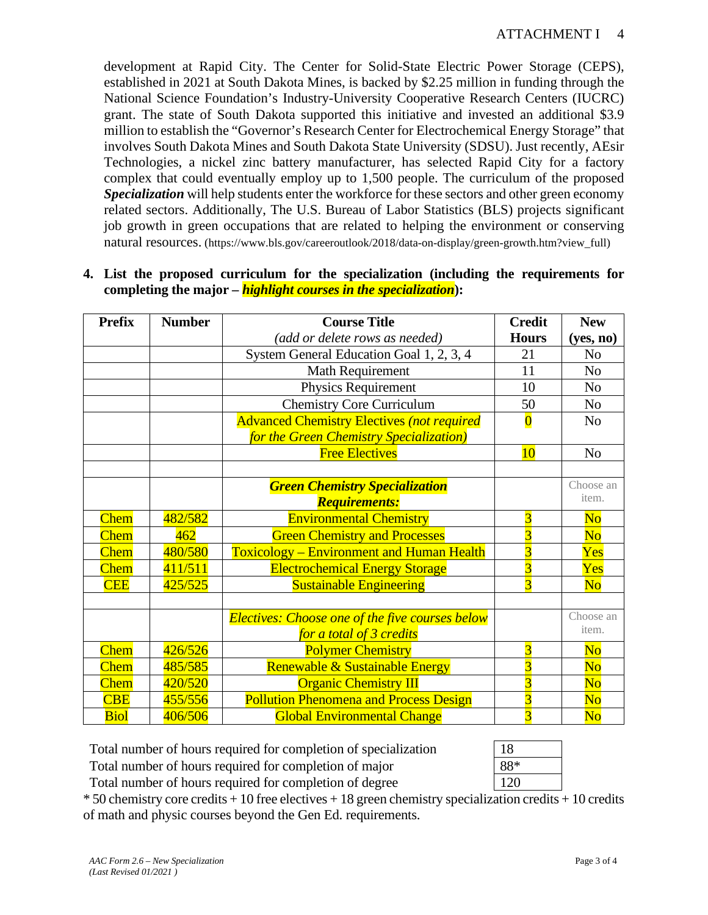development at Rapid City. The Center for Solid-State Electric Power Storage (CEPS), established in 2021 at South Dakota Mines, is backed by $2.25 million in funding through the National Science Foundation's Industry-University Cooperative Research Centers (IUCRC) grant. The state of South Dakota supported this initiative and invested an additional $3.9 million to establish the "Governor's Research Center for Electrochemical Energy Storage" that involves South Dakota Mines and South Dakota State University (SDSU). Just recently, AEsir Technologies, a nickel zinc battery manufacturer, has selected Rapid City for a factory complex that could eventually employ up to 1,500 people. The curriculum of the proposed ***Specialization*** will help students enter the workforce for these sectors and other green economy related sectors. Additionally, The U.S. Bureau of Labor Statistics (BLS) projects significant job growth in green occupations that are related to helping the environment or conserving natural resources. (https://www.bls.gov/careeroutlook/2018/data-on-display/green-growth.htm?view_full)

**4. List the proposed curriculum for the specialization (including the requirements for completing the major – *highlight courses in the specialization*):**

| Prefix | Number | Course Title *(add or delete rows as needed)* | Credit Hours | New (yes, no) |
|---|---|---|---|---|
| | | System General Education Goal 1, 2, 3, 4 | 21 | No |
| | | Math Requirement | 11 | No |
| | | Physics Requirement | 10 | No |
| | | Chemistry Core Curriculum | 50 | No |
| | | Advanced Chemistry Electives *(not required for the Green Chemistry Specialization)* | 0 | No |
| | | Free Electives | 10 | No |
| | | | | |
| | | ***Green Chemistry Specialization Requirements:*** | | Choose an item. |
| Chem | 482/582 | Environmental Chemistry | 3 | No |
| Chem | 462 | Green Chemistry and Processes | 3 | No |
| Chem | 480/580 | Toxicology – Environment and Human Health | 3 | Yes |
| Chem | 411/511 | Electrochemical Energy Storage | 3 | Yes |
| CEE | 425/525 | Sustainable Engineering | 3 | No |
| | | | | |
| | | *Electives: Choose one of the five courses below for a total of 3 credits* | | Choose an item. |
| Chem | 426/526 | Polymer Chemistry | 3 | No |
| Chem | 485/585 | Renewable & Sustainable Energy | 3 | No |
| Chem | 420/520 | Organic Chemistry III | 3 | No |
| CBE | 455/556 | Pollution Phenomena and Process Design | 3 | No |
| Biol | 406/506 | Global Environmental Change | 3 | No |

| | |
|---|---|
| Total number of hours required for completion of specialization | 18 |
| Total number of hours required for completion of major | 88* |
| Total number of hours required for completion of degree | 120 |

* 50 chemistry core credits + 10 free electives + 18 green chemistry specialization credits + 10 credits of math and physic courses beyond the Gen Ed. requirements.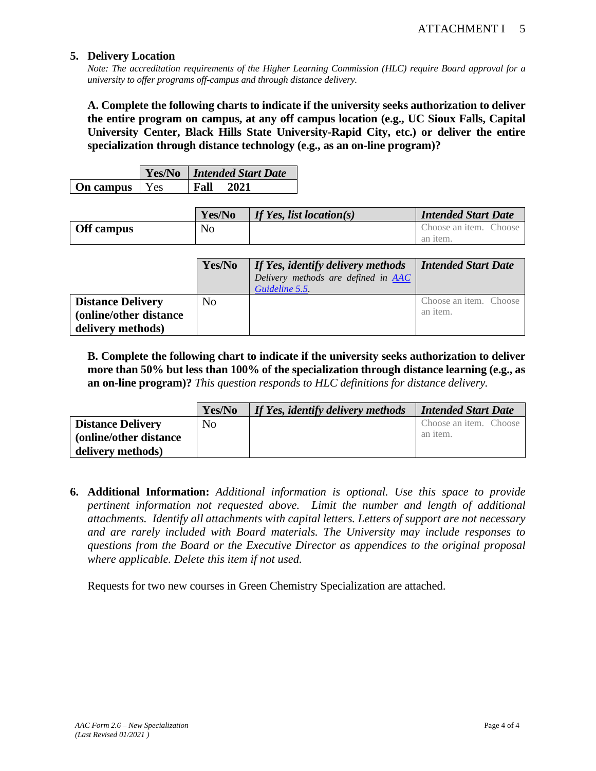### 5. Delivery Location

*Note: The accreditation requirements of the Higher Learning Commission (HLC) require Board approval for a university to offer programs off-campus and through distance delivery.*

**A. Complete the following charts to indicate if the university seeks authorization to deliver the entire program on campus, at any off campus location (e.g., UC Sioux Falls, Capital University Center, Black Hills State University-Rapid City, etc.) or deliver the entire specialization through distance technology (e.g., as an on-line program)?**

| | Yes/No | *Intended Start Date* |
|---|---|---|
| **On campus** | Yes | **Fall 2021** |

| | Yes/No | *If Yes, list location(s)* | *Intended Start Date* |
|---|---|---|---|
| **Off campus** | No | | Choose an item. Choose an item. |

| | Yes/No | *If Yes, identify delivery methods* *Delivery methods are defined in [AAC Guideline 5.5](AAC Guideline 5.5).* | *Intended Start Date* |
|---|---|---|---|
| **Distance Delivery (online/other distance delivery methods)** | No | | Choose an item. Choose an item. |

**B. Complete the following chart to indicate if the university seeks authorization to deliver more than 50% but less than 100% of the specialization through distance learning (e.g., as an on-line program)?** *This question responds to HLC definitions for distance delivery.*

| | Yes/No | *If Yes, identify delivery methods* | *Intended Start Date* |
|---|---|---|---|
| **Distance Delivery (online/other distance delivery methods)** | No | | Choose an item. Choose an item. |

### 6. Additional Information:

*Additional information is optional. Use this space to provide pertinent information not requested above. Limit the number and length of additional attachments. Identify all attachments with capital letters. Letters of support are not necessary and are rarely included with Board materials. The University may include responses to questions from the Board or the Executive Director as appendices to the original proposal where applicable. Delete this item if not used.*

Requests for two new courses in Green Chemistry Specialization are attached.